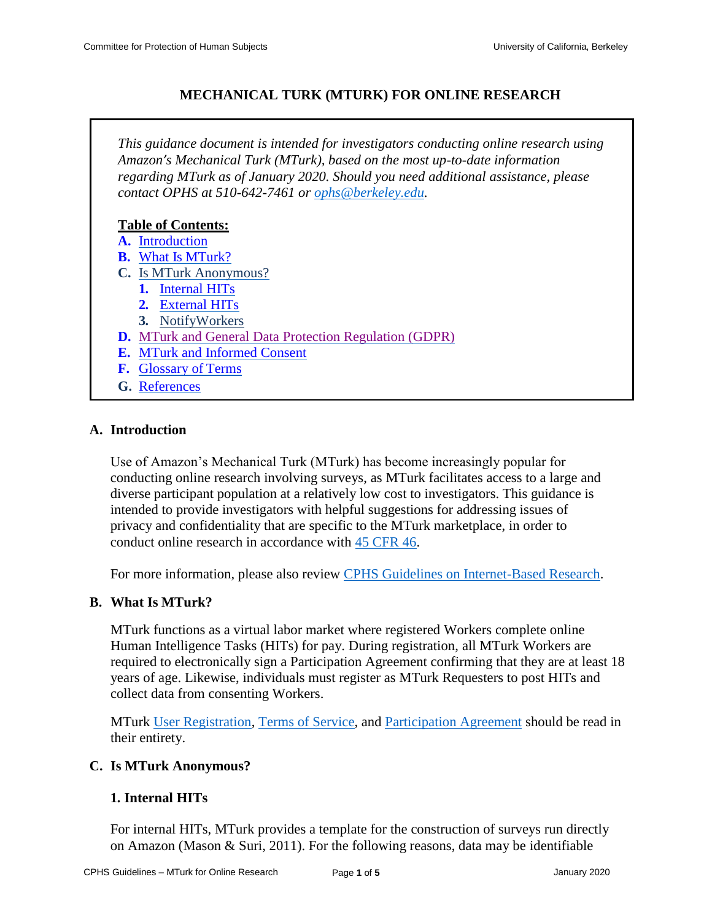# MECHANICAL TURK (MTURK) FOR ONLINE RESEARCH

*This guidance document is intended for investigators conducting online research using Amazon's Mechanical Turk (MTurk), based on the most up-to-date information regarding MTurk as of January 2020. Should you need additional assistance, please contact OPHS at 510-642-7461 or ophs@berkeley.edu.*

**Table of Contents:**

- **A.** Introduction
- **B.** What Is MTurk?
- **C.** Is MTurk Anonymous?
  - **1.** Internal HITs
  - **2.** External HITs
  - **3.** NotifyWorkers
- **D.** MTurk and General Data Protection Regulation (GDPR)
- **E.** MTurk and Informed Consent
- **F.** Glossary of Terms
- **G.** References

## A. Introduction

Use of Amazon's Mechanical Turk (MTurk) has become increasingly popular for conducting online research involving surveys, as MTurk facilitates access to a large and diverse participant population at a relatively low cost to investigators. This guidance is intended to provide investigators with helpful suggestions for addressing issues of privacy and confidentiality that are specific to the MTurk marketplace, in order to conduct online research in accordance with 45 CFR 46.

For more information, please also review CPHS Guidelines on Internet-Based Research.

## B. What Is MTurk?

MTurk functions as a virtual labor market where registered Workers complete online Human Intelligence Tasks (HITs) for pay. During registration, all MTurk Workers are required to electronically sign a Participation Agreement confirming that they are at least 18 years of age. Likewise, individuals must register as MTurk Requesters to post HITs and collect data from consenting Workers.

MTurk User Registration, Terms of Service, and Participation Agreement should be read in their entirety.

## C. Is MTurk Anonymous?

### 1. Internal HITs

For internal HITs, MTurk provides a template for the construction of surveys run directly on Amazon (Mason & Suri, 2011). For the following reasons, data may be identifiable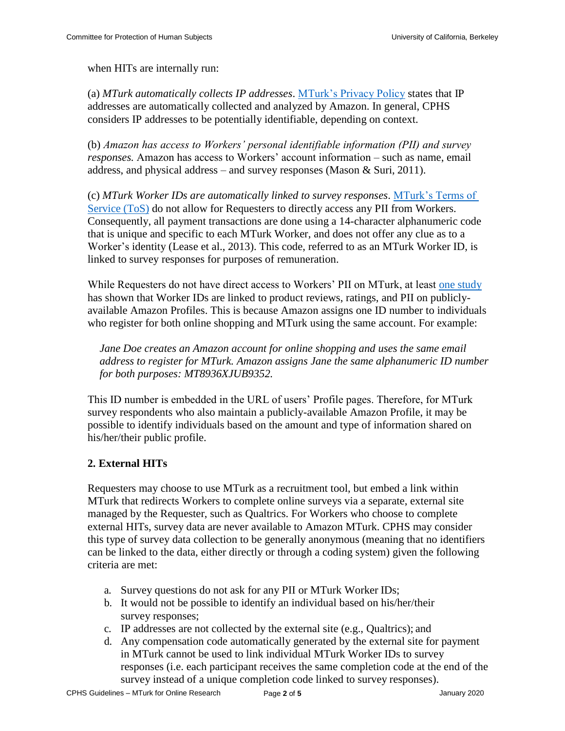when HITs are internally run:

(a) *MTurk automatically collects IP addresses*. [MTurk's Privacy Policy](#) states that IP addresses are automatically collected and analyzed by Amazon. In general, CPHS considers IP addresses to be potentially identifiable, depending on context.

(b) *Amazon has access to Workers' personal identifiable information (PII) and survey responses.* Amazon has access to Workers' account information – such as name, email address, and physical address – and survey responses (Mason & Suri, 2011).

(c) *MTurk Worker IDs are automatically linked to survey responses*. [MTurk's Terms of Service (ToS)](#) do not allow for Requesters to directly access any PII from Workers. Consequently, all payment transactions are done using a 14-character alphanumeric code that is unique and specific to each MTurk Worker, and does not offer any clue as to a Worker's identity (Lease et al., 2013). This code, referred to as an MTurk Worker ID, is linked to survey responses for purposes of remuneration.

While Requesters do not have direct access to Workers' PII on MTurk, at least [one study](#) has shown that Worker IDs are linked to product reviews, ratings, and PII on publicly-available Amazon Profiles. This is because Amazon assigns one ID number to individuals who register for both online shopping and MTurk using the same account. For example:

> *Jane Doe creates an Amazon account for online shopping and uses the same email address to register for MTurk. Amazon assigns Jane the same alphanumeric ID number for both purposes: MT8936XJUB9352.*

This ID number is embedded in the URL of users' Profile pages. Therefore, for MTurk survey respondents who also maintain a publicly-available Amazon Profile, it may be possible to identify individuals based on the amount and type of information shared on his/her/their public profile.

### 2. External HITs

Requesters may choose to use MTurk as a recruitment tool, but embed a link within MTurk that redirects Workers to complete online surveys via a separate, external site managed by the Requester, such as Qualtrics. For Workers who choose to complete external HITs, survey data are never available to Amazon MTurk. CPHS may consider this type of survey data collection to be generally anonymous (meaning that no identifiers can be linked to the data, either directly or through a coding system) given the following criteria are met:

a. Survey questions do not ask for any PII or MTurk Worker IDs;
b. It would not be possible to identify an individual based on his/her/their survey responses;
c. IP addresses are not collected by the external site (e.g., Qualtrics); and
d. Any compensation code automatically generated by the external site for payment in MTurk cannot be used to link individual MTurk Worker IDs to survey responses (i.e. each participant receives the same completion code at the end of the survey instead of a unique completion code linked to survey responses).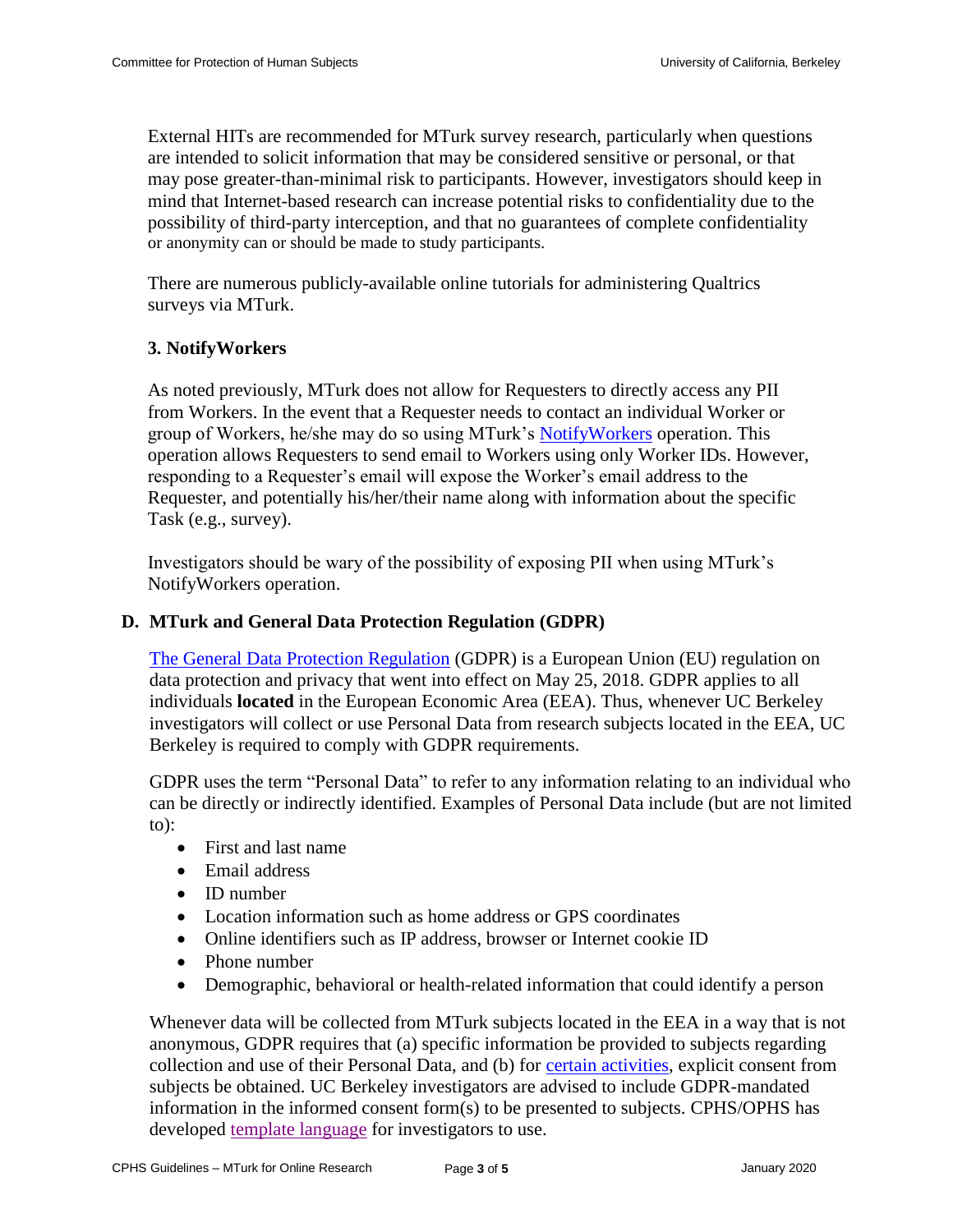External HITs are recommended for MTurk survey research, particularly when questions are intended to solicit information that may be considered sensitive or personal, or that may pose greater-than-minimal risk to participants. However, investigators should keep in mind that Internet-based research can increase potential risks to confidentiality due to the possibility of third-party interception, and that no guarantees of complete confidentiality or anonymity can or should be made to study participants.

There are numerous publicly-available online tutorials for administering Qualtrics surveys via MTurk.

### 3. NotifyWorkers

As noted previously, MTurk does not allow for Requesters to directly access any PII from Workers. In the event that a Requester needs to contact an individual Worker or group of Workers, he/she may do so using MTurk's NotifyWorkers operation. This operation allows Requesters to send email to Workers using only Worker IDs. However, responding to a Requester's email will expose the Worker's email address to the Requester, and potentially his/her/their name along with information about the specific Task (e.g., survey).

Investigators should be wary of the possibility of exposing PII when using MTurk's NotifyWorkers operation.

## D. MTurk and General Data Protection Regulation (GDPR)

The General Data Protection Regulation (GDPR) is a European Union (EU) regulation on data protection and privacy that went into effect on May 25, 2018. GDPR applies to all individuals **located** in the European Economic Area (EEA). Thus, whenever UC Berkeley investigators will collect or use Personal Data from research subjects located in the EEA, UC Berkeley is required to comply with GDPR requirements.

GDPR uses the term "Personal Data" to refer to any information relating to an individual who can be directly or indirectly identified. Examples of Personal Data include (but are not limited to):

- First and last name
- Email address
- ID number
- Location information such as home address or GPS coordinates
- Online identifiers such as IP address, browser or Internet cookie ID
- Phone number
- Demographic, behavioral or health-related information that could identify a person

Whenever data will be collected from MTurk subjects located in the EEA in a way that is not anonymous, GDPR requires that (a) specific information be provided to subjects regarding collection and use of their Personal Data, and (b) for certain activities, explicit consent from subjects be obtained. UC Berkeley investigators are advised to include GDPR-mandated information in the informed consent form(s) to be presented to subjects. CPHS/OPHS has developed template language for investigators to use.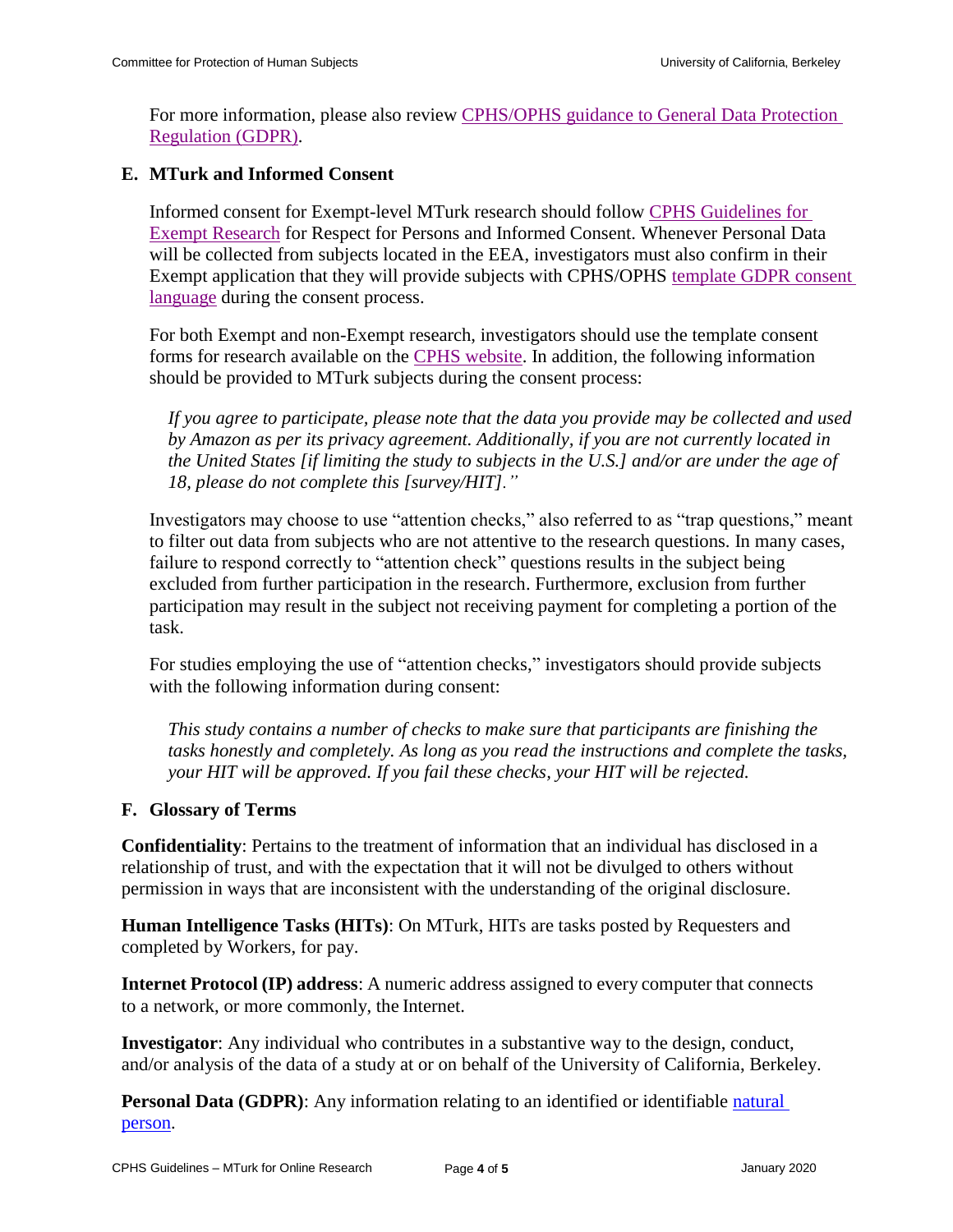For more information, please also review [CPHS/OPHS guidance to General Data Protection Regulation (GDPR)](#).

### E. MTurk and Informed Consent

Informed consent for Exempt-level MTurk research should follow [CPHS Guidelines for Exempt Research](#) for Respect for Persons and Informed Consent. Whenever Personal Data will be collected from subjects located in the EEA, investigators must also confirm in their Exempt application that they will provide subjects with CPHS/OPHS [template GDPR consent language](#) during the consent process.

For both Exempt and non-Exempt research, investigators should use the template consent forms for research available on the [CPHS website](#). In addition, the following information should be provided to MTurk subjects during the consent process:

> *If you agree to participate, please note that the data you provide may be collected and used by Amazon as per its privacy agreement. Additionally, if you are not currently located in the United States [if limiting the study to subjects in the U.S.] and/or are under the age of 18, please do not complete this [survey/HIT].”*

Investigators may choose to use “attention checks,” also referred to as “trap questions,” meant to filter out data from subjects who are not attentive to the research questions. In many cases, failure to respond correctly to “attention check” questions results in the subject being excluded from further participation in the research. Furthermore, exclusion from further participation may result in the subject not receiving payment for completing a portion of the task.

For studies employing the use of “attention checks,” investigators should provide subjects with the following information during consent:

> *This study contains a number of checks to make sure that participants are finishing the tasks honestly and completely. As long as you read the instructions and complete the tasks, your HIT will be approved. If you fail these checks, your HIT will be rejected.*

### F. Glossary of Terms

**Confidentiality**: Pertains to the treatment of information that an individual has disclosed in a relationship of trust, and with the expectation that it will not be divulged to others without permission in ways that are inconsistent with the understanding of the original disclosure.

**Human Intelligence Tasks (HITs)**: On MTurk, HITs are tasks posted by Requesters and completed by Workers, for pay.

**Internet Protocol (IP) address**: A numeric address assigned to every computer that connects to a network, or more commonly, the Internet.

**Investigator**: Any individual who contributes in a substantive way to the design, conduct, and/or analysis of the data of a study at or on behalf of the University of California, Berkeley.

**Personal Data (GDPR)**: Any information relating to an identified or identifiable [natural person](#).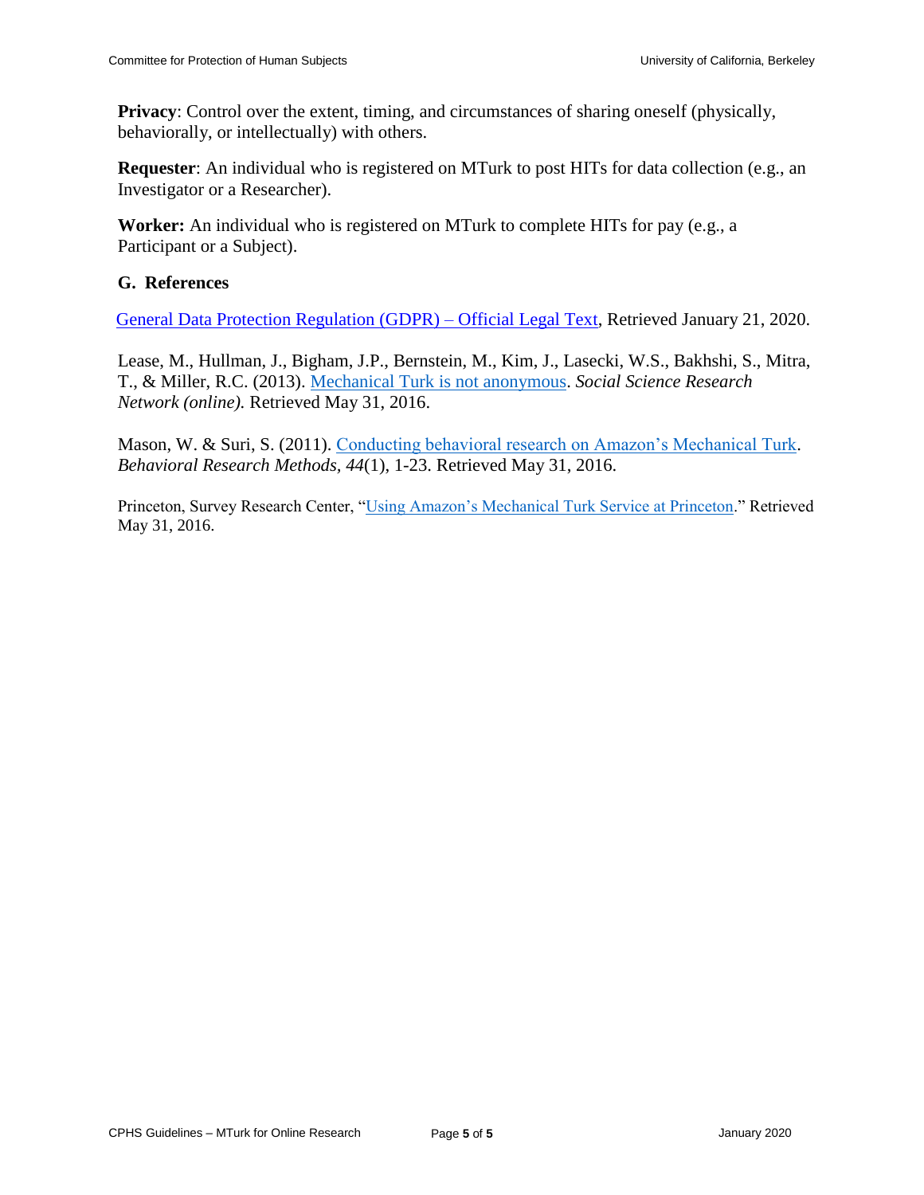**Privacy**: Control over the extent, timing, and circumstances of sharing oneself (physically, behaviorally, or intellectually) with others.

**Requester**: An individual who is registered on MTurk to post HITs for data collection (e.g., an Investigator or a Researcher).

**Worker:** An individual who is registered on MTurk to complete HITs for pay (e.g., a Participant or a Subject).

## G. References

General Data Protection Regulation (GDPR) – Official Legal Text, Retrieved January 21, 2020.

Lease, M., Hullman, J., Bigham, J.P., Bernstein, M., Kim, J., Lasecki, W.S., Bakhshi, S., Mitra, T., & Miller, R.C. (2013). Mechanical Turk is not anonymous. *Social Science Research Network (online).* Retrieved May 31, 2016.

Mason, W. & Suri, S. (2011). Conducting behavioral research on Amazon's Mechanical Turk. *Behavioral Research Methods, 44*(1), 1-23. Retrieved May 31, 2016.

Princeton, Survey Research Center, "Using Amazon's Mechanical Turk Service at Princeton." Retrieved May 31, 2016.